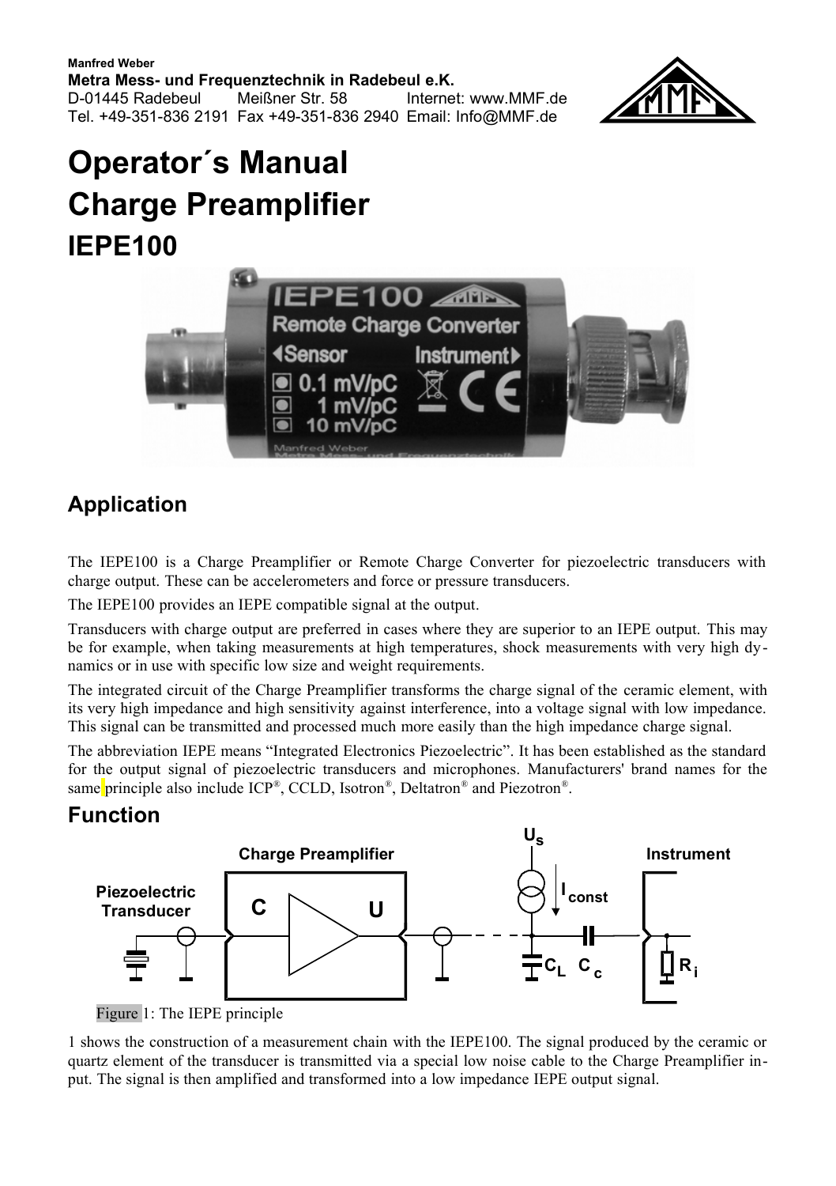Manfred Weber
**Metra Mess- und Frequenztechnik in Radebeul e.K.**
D-01445 Radebeul Meißner Str. 58 Internet: www.MMF.de
Tel. +49-351-836 2191 Fax +49-351-836 2940 Email: Info@MMF.de

# Operator´s Manual
# Charge Preamplifier
## IEPE100

## Application

The IEPE100 is a Charge Preamplifier or Remote Charge Converter for piezoelectric transducers with charge output. These can be accelerometers and force or pressure transducers.

The IEPE100 provides an IEPE compatible signal at the output.

Transducers with charge output are preferred in cases where they are superior to an IEPE output. This may be for example, when taking measurements at high temperatures, shock measurements with very high dynamics or in use with specific low size and weight requirements.

The integrated circuit of the Charge Preamplifier transforms the charge signal of the ceramic element, with its very high impedance and high sensitivity against interference, into a voltage signal with low impedance. This signal can be transmitted and processed much more easily than the high impedance charge signal.

The abbreviation IEPE means "Integrated Electronics Piezoelectric". It has been established as the standard for the output signal of piezoelectric transducers and microphones. Manufacturers' brand names for the same principle also include ICP®, CCLD, Isotron®, Deltatron® and Piezotron®.

## Function

Figure 1: The IEPE principle

1 shows the construction of a measurement chain with the IEPE100. The signal produced by the ceramic or quartz element of the transducer is transmitted via a special low noise cable to the Charge Preamplifier input. The signal is then amplified and transformed into a low impedance IEPE output signal.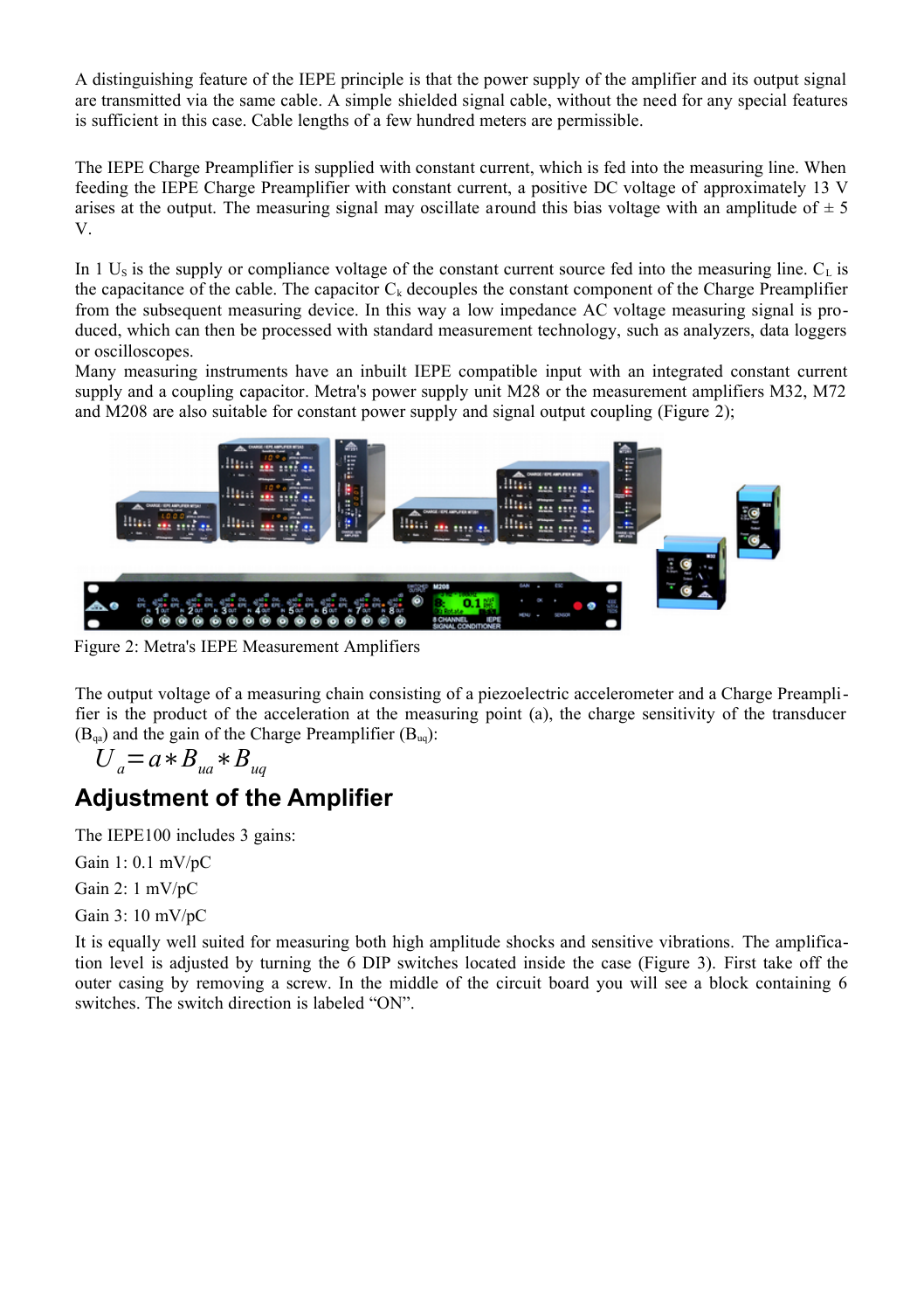A distinguishing feature of the IEPE principle is that the power supply of the amplifier and its output signal are transmitted via the same cable. A simple shielded signal cable, without the need for any special features is sufficient in this case. Cable lengths of a few hundred meters are permissible.

The IEPE Charge Preamplifier is supplied with constant current, which is fed into the measuring line. When feeding the IEPE Charge Preamplifier with constant current, a positive DC voltage of approximately 13 V arises at the output. The measuring signal may oscillate around this bias voltage with an amplitude of ± 5 V.

In 1 $U_S$ is the supply or compliance voltage of the constant current source fed into the measuring line. $C_L$ is the capacitance of the cable. The capacitor $C_k$ decouples the constant component of the Charge Preamplifier from the subsequent measuring device. In this way a low impedance AC voltage measuring signal is produced, which can then be processed with standard measurement technology, such as analyzers, data loggers or oscilloscopes.
Many measuring instruments have an inbuilt IEPE compatible input with an integrated constant current supply and a coupling capacitor. Metra's power supply unit M28 or the measurement amplifiers M32, M72 and M208 are also suitable for constant power supply and signal output coupling (Figure 2);

Figure 2: Metra's IEPE Measurement Amplifiers

The output voltage of a measuring chain consisting of a piezoelectric accelerometer and a Charge Preamplifier is the product of the acceleration at the measuring point (a), the charge sensitivity of the transducer ($B_{qa}$) and the gain of the Charge Preamplifier ($B_{uq}$):

$$U_a = a * B_{ua} * B_{uq}$$

## Adjustment of the Amplifier

The IEPE100 includes 3 gains:

Gain 1: 0.1 mV/pC

Gain 2: 1 mV/pC

Gain 3: 10 mV/pC

It is equally well suited for measuring both high amplitude shocks and sensitive vibrations. The amplification level is adjusted by turning the 6 DIP switches located inside the case (Figure 3). First take off the outer casing by removing a screw. In the middle of the circuit board you will see a block containing 6 switches. The switch direction is labeled "ON".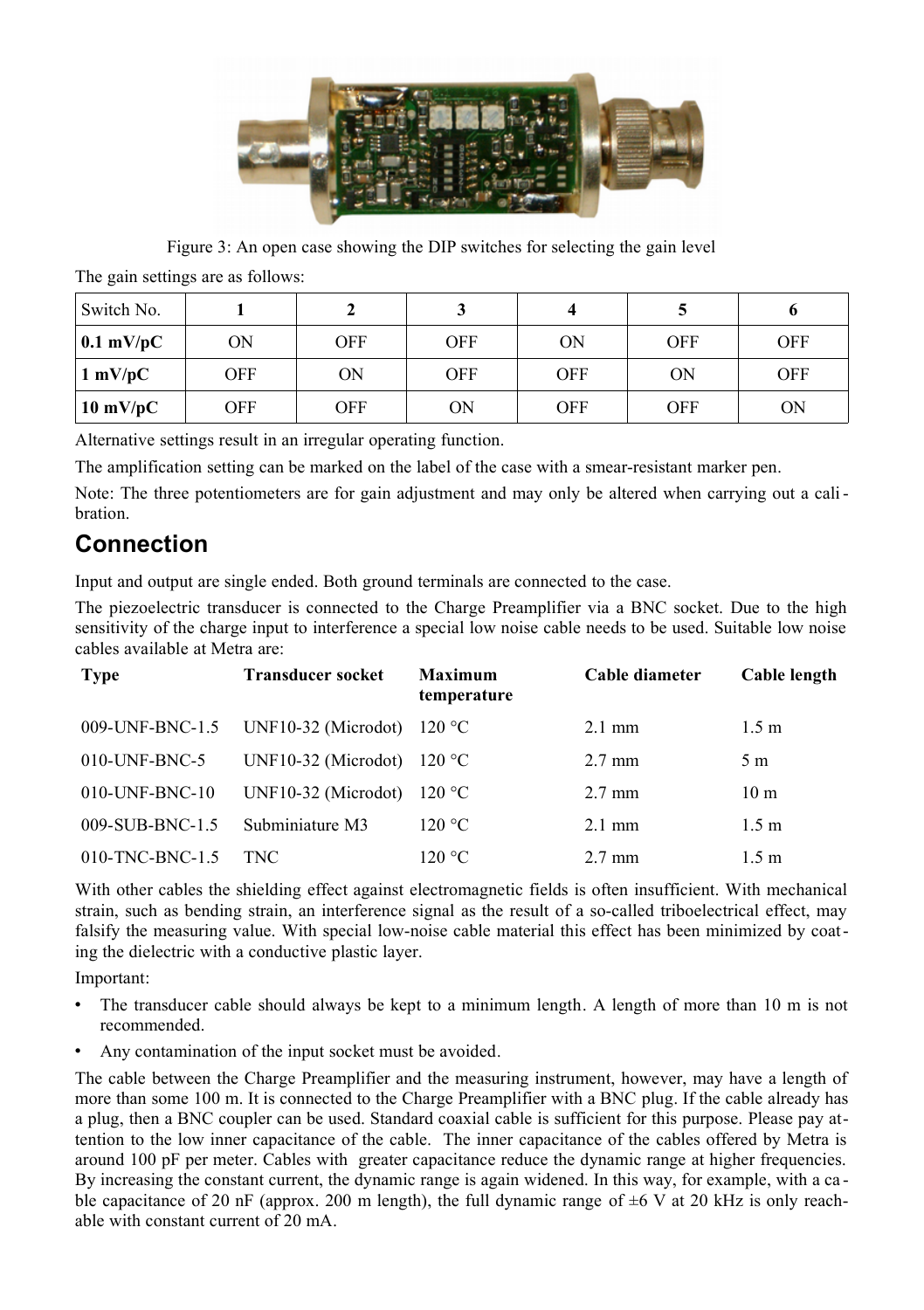Figure 3: An open case showing the DIP switches for selecting the gain level

The gain settings are as follows:

| Switch No. | 1 | 2 | 3 | 4 | 5 | 6 |
|---|---|---|---|---|---|---|
| **0.1 mV/pC** | ON | OFF | OFF | ON | OFF | OFF |
| **1 mV/pC** | OFF | ON | OFF | OFF | ON | OFF |
| **10 mV/pC** | OFF | OFF | ON | OFF | OFF | ON |

Alternative settings result in an irregular operating function.

The amplification setting can be marked on the label of the case with a smear-resistant marker pen.

Note: The three potentiometers are for gain adjustment and may only be altered when carrying out a calibration.

## Connection

Input and output are single ended. Both ground terminals are connected to the case.

The piezoelectric transducer is connected to the Charge Preamplifier via a BNC socket. Due to the high sensitivity of the charge input to interference a special low noise cable needs to be used. Suitable low noise cables available at Metra are:

| Type | Transducer socket | Maximum temperature | Cable diameter | Cable length |
|---|---|---|---|---|
| 009-UNF-BNC-1.5 | UNF10-32 (Microdot) | 120 °C | 2.1 mm | 1.5 m |
| 010-UNF-BNC-5 | UNF10-32 (Microdot) | 120 °C | 2.7 mm | 5 m |
| 010-UNF-BNC-10 | UNF10-32 (Microdot) | 120 °C | 2.7 mm | 10 m |
| 009-SUB-BNC-1.5 | Subminiature M3 | 120 °C | 2.1 mm | 1.5 m |
| 010-TNC-BNC-1.5 | TNC | 120 °C | 2.7 mm | 1.5 m |

With other cables the shielding effect against electromagnetic fields is often insufficient. With mechanical strain, such as bending strain, an interference signal as the result of a so-called triboelectrical effect, may falsify the measuring value. With special low-noise cable material this effect has been minimized by coating the dielectric with a conductive plastic layer.

Important:

- The transducer cable should always be kept to a minimum length. A length of more than 10 m is not recommended.
- Any contamination of the input socket must be avoided.

The cable between the Charge Preamplifier and the measuring instrument, however, may have a length of more than some 100 m. It is connected to the Charge Preamplifier with a BNC plug. If the cable already has a plug, then a BNC coupler can be used. Standard coaxial cable is sufficient for this purpose. Please pay attention to the low inner capacitance of the cable. The inner capacitance of the cables offered by Metra is around 100 pF per meter. Cables with greater capacitance reduce the dynamic range at higher frequencies. By increasing the constant current, the dynamic range is again widened. In this way, for example, with a cable capacitance of 20 nF (approx. 200 m length), the full dynamic range of ±6 V at 20 kHz is only reachable with constant current of 20 mA.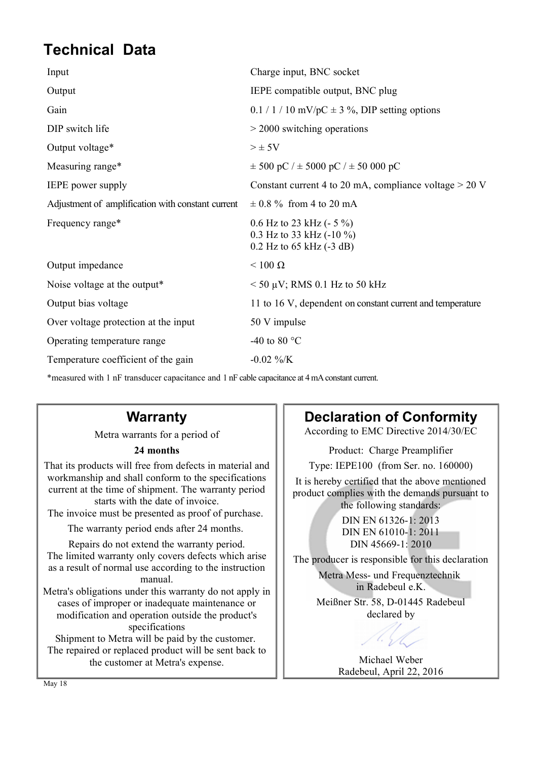# Technical Data

| | |
|---|---|
| Input | Charge input, BNC socket |
| Output | IEPE compatible output, BNC plug |
| Gain | 0.1 / 1 / 10 mV/pC ± 3 %, DIP setting options |
| DIP switch life | > 2000 switching operations |
| Output voltage* | > ± 5V |
| Measuring range* | ± 500 pC / ± 5000 pC / ± 50 000 pC |
| IEPE power supply | Constant current 4 to 20 mA, compliance voltage > 20 V |
| Adjustment of amplification with constant current | ± 0.8 % from 4 to 20 mA |
| Frequency range* | 0.6 Hz to 23 kHz (- 5 %)<br>0.3 Hz to 33 kHz (-10 %)<br>0.2 Hz to 65 kHz (-3 dB) |
| Output impedance | < 100 Ω |
| Noise voltage at the output* | < 50 µV; RMS 0.1 Hz to 50 kHz |
| Output bias voltage | 11 to 16 V, dependent on constant current and temperature |
| Over voltage protection at the input | 50 V impulse |
| Operating temperature range | -40 to 80 °C |
| Temperature coefficient of the gain | -0.02 %/K |

*measured with 1 nF transducer capacitance and 1 nF cable capacitance at 4 mA constant current.

## Warranty

Metra warrants for a period of

**24 months**

That its products will free from defects in material and workmanship and shall conform to the specifications current at the time of shipment. The warranty period starts with the date of invoice.
The invoice must be presented as proof of purchase.

The warranty period ends after 24 months.

Repairs do not extend the warranty period.
The limited warranty only covers defects which arise as a result of normal use according to the instruction manual.
Metra's obligations under this warranty do not apply in cases of improper or inadequate maintenance or modification and operation outside the product's specifications
Shipment to Metra will be paid by the customer.
The repaired or replaced product will be sent back to the customer at Metra's expense.

## Declaration of Conformity

According to EMC Directive 2014/30/EC

Product: Charge Preamplifier

Type: IEPE100 (from Ser. no. 160000)

It is hereby certified that the above mentioned product complies with the demands pursuant to the following standards:

DIN EN 61326-1: 2013
DIN EN 61010-1: 2011
DIN 45669-1: 2010

The producer is responsible for this declaration

Metra Mess- und Frequenztechnik
in Radebeul e.K.

Meißner Str. 58, D-01445 Radebeul
declared by

Michael Weber
Radebeul, April 22, 2016

May 18